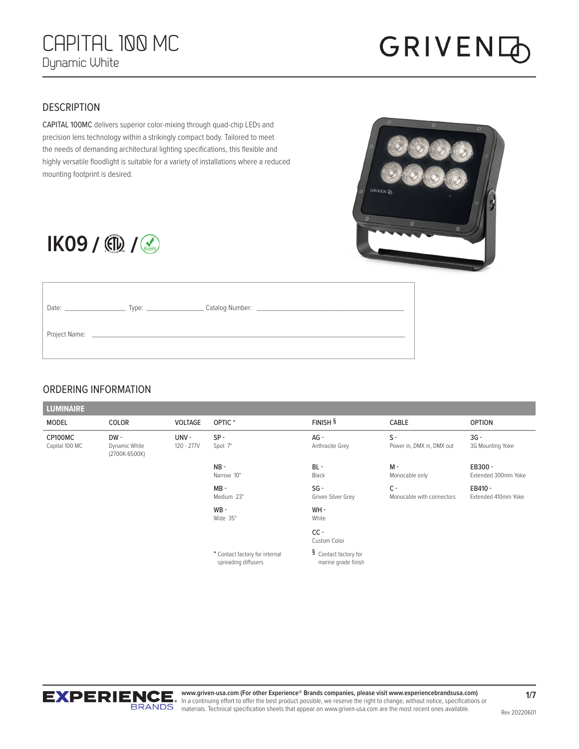# CAPITAL 100 MC

Dynamic White

GRIVEN

## DESCRIPTION

**CAPITAL 100MC** delivers superior color-mixing through quad-chip LEDs and precision lens technology within a strikingly compact body. Tailored to meet the needs of demanding architectural lighting specifications, this flexible and highly versatile floodlight is suitable for a variety of installations where a reduced mounting footprint is desired.

**IK09** / ETL / RoHS

Date: ________________ Type: ________________ Catalog Number: ________________________________________

Project Name: ________________________________________________________________________________

## ORDERING INFORMATION

**LUMINAIRE**

| MODEL | COLOR | VOLTAGE | OPTIC * | FINISH § | CABLE | OPTION |
|---|---|---|---|---|---|---|
| **CP100MC** Capital 100 MC | **DW -** Dynamic White (2700K-6500K) | **UNV -** 120 - 277V | **SP -** Spot 7° | **AG -** Anthracite Grey | **S -** Power in, DMX in, DMX out | **3G -** 3G Mounting Yoke |
| | | | **NB -** Narrow 10° | **BL -** Black | **M -** Monocable only | **EB300 -** Extended 300mm Yoke |
| | | | **MB -** Medium 23° | **SG -** Griven Silver Grey | **C -** Monocable with connectors | **EB410 -** Extended 410mm Yoke |
| | | | **WB -** Wide 35° | **WH -** White | | |
| | | | | **CC -** Custom Color | | |
| | | | * Contact factory for internal spreading diffusers | § Contact factory for marine grade finish | | |

EXPERIENCE BRANDS

www.griven-usa.com (For other Experience® Brands companies, please visit www.experiencebrandsusa.com)
In a continuing effort to offer the best product possible, we reserve the right to change, without notice, specifications or materials. Technical specification sheets that appear on www.griven-usa.com are the most recent ones available.

Rev 20220601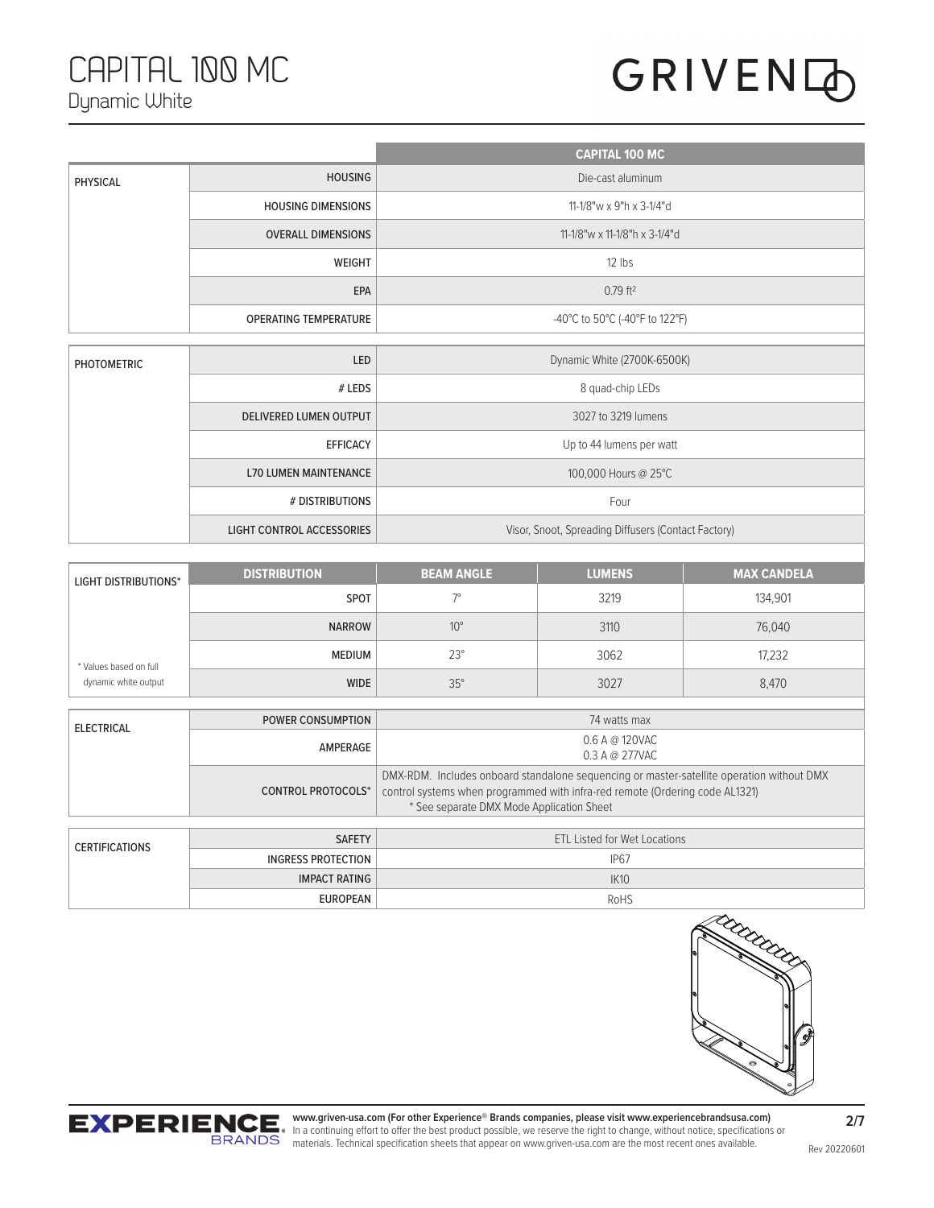# CAPITAL 100 MC

## Dynamic White

| | | CAPITAL 100 MC |
|---|---|---|
| PHYSICAL | HOUSING | Die-cast aluminum |
| | HOUSING DIMENSIONS | 11-1/8"w x 9"h x 3-1/4"d |
| | OVERALL DIMENSIONS | 11-1/8"w x 11-1/8"h x 3-1/4"d |
| | WEIGHT | 12 lbs |
| | EPA | 0.79 $ft^2$ |
| | OPERATING TEMPERATURE | -40°C to 50°C (-40°F to 122°F) |

| | | |
|---|---|---|
| PHOTOMETRIC | LED | Dynamic White (2700K-6500K) |
| | # LEDS | 8 quad-chip LEDs |
| | DELIVERED LUMEN OUTPUT | 3027 to 3219 lumens |
| | EFFICACY | Up to 44 lumens per watt |
| | L70 LUMEN MAINTENANCE | 100,000 Hours @ 25°C |
| | # DISTRIBUTIONS | Four |
| | LIGHT CONTROL ACCESSORIES | Visor, Snoot, Spreading Diffusers (Contact Factory) |

| LIGHT DISTRIBUTIONS* | DISTRIBUTION | BEAM ANGLE | LUMENS | MAX CANDELA |
|---|---|---|---|---|
| | SPOT | 7° | 3219 | 134,901 |
| | NARROW | 10° | 3110 | 76,040 |
| * Values based on full dynamic white output | MEDIUM | 23° | 3062 | 17,232 |
| | WIDE | 35° | 3027 | 8,470 |

| | | |
|---|---|---|
| ELECTRICAL | POWER CONSUMPTION | 74 watts max |
| | AMPERAGE | 0.6 A @ 120VAC<br>0.3 A @ 277VAC |
| | CONTROL PROTOCOLS* | DMX-RDM. Includes onboard standalone sequencing or master-satellite operation without DMX control systems when programmed with infra-red remote (Ordering code AL1321)<br>* See separate DMX Mode Application Sheet |

| | | |
|---|---|---|
| CERTIFICATIONS | SAFETY | ETL Listed for Wet Locations |
| | INGRESS PROTECTION | IP67 |
| | IMPACT RATING | IK10 |
| | EUROPEAN | RoHS |

**www.griven-usa.com (For other Experience® Brands companies, please visit www.experiencebrandsusa.com)**
In a continuing effort to offer the best product possible, we reserve the right to change, without notice, specifications or materials. Technical specification sheets that appear on www.griven-usa.com are the most recent ones available.

Rev 20220601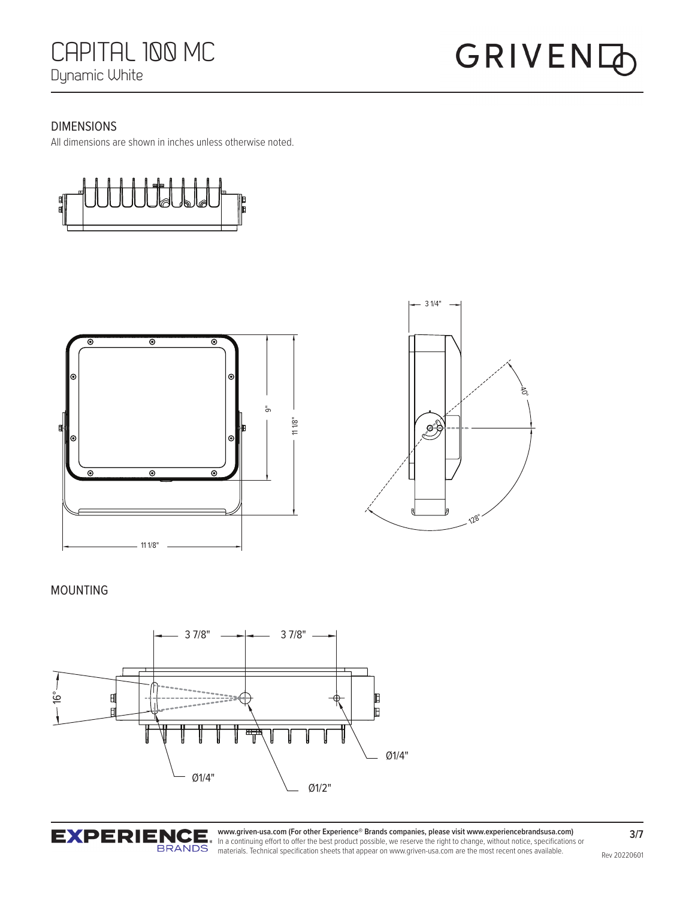# CAPITAL 100 MC

Dynamic White

## DIMENSIONS

All dimensions are shown in inches unless otherwise noted.

3 1/4"

9"

11 1/8"

40°

128°

11 1/8"

## MOUNTING

3 7/8"

3 7/8"

16°

Ø1/4"

Ø1/4"

Ø1/2"

www.griven-usa.com (For other Experience® Brands companies, please visit www.experiencebrandsusa.com)
In a continuing effort to offer the best product possible, we reserve the right to change, without notice, specifications or materials. Technical specification sheets that appear on www.griven-usa.com are the most recent ones available.

Rev 20220601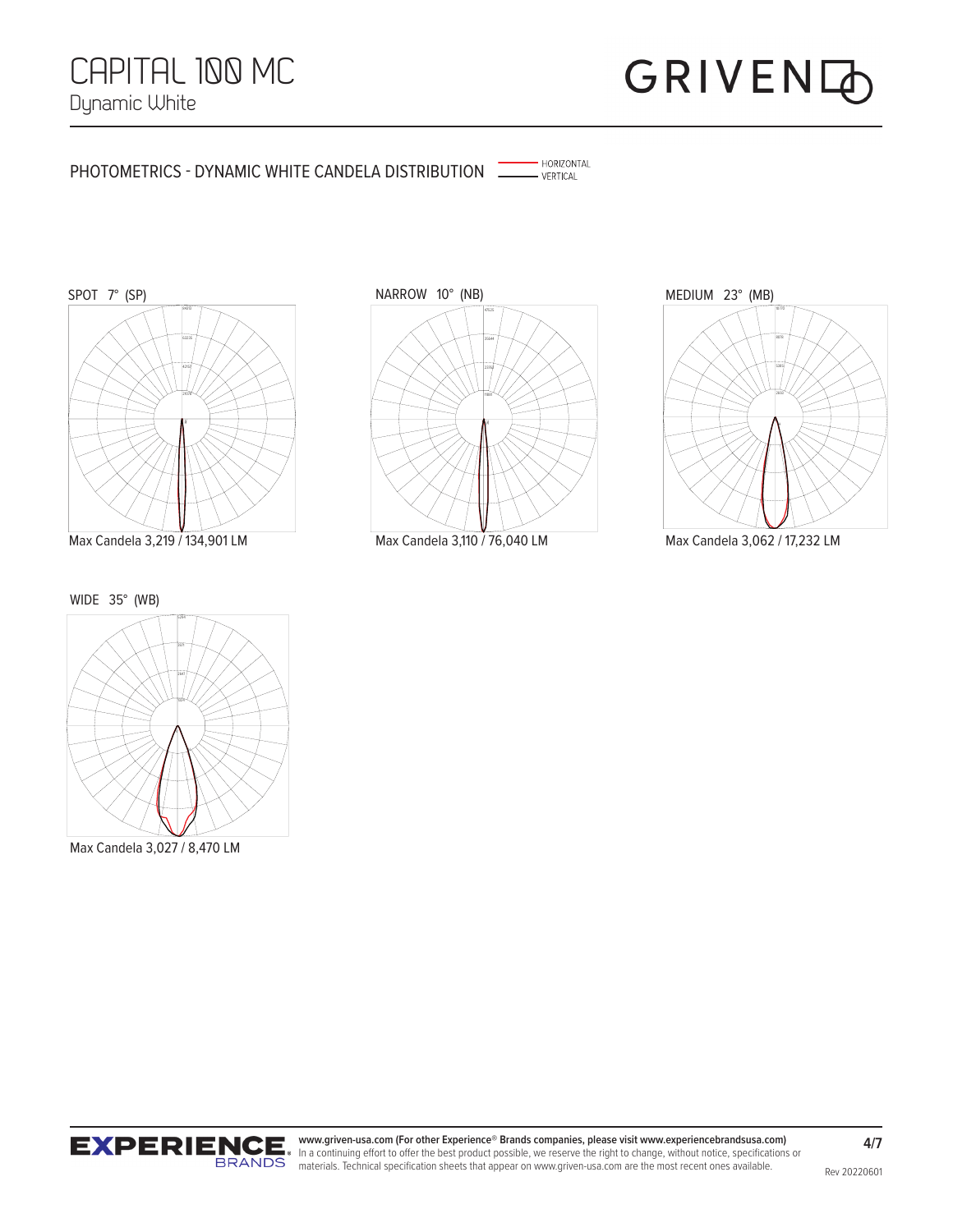# CAPITAL 100 MC

Dynamic White

## PHOTOMETRICS - DYNAMIC WHITE CANDELA DISTRIBUTION

HORIZONTAL
VERTICAL

SPOT 7° (SP)

Max Candela 3,219 / 134,901 LM

NARROW 10° (NB)

Max Candela 3,110 / 76,040 LM

MEDIUM 23° (MB)

Max Candela 3,062 / 17,232 LM

WIDE 35° (WB)

Max Candela 3,027 / 8,470 LM

**www.griven-usa.com (For other Experience® Brands companies, please visit www.experiencebrandsusa.com)**
In a continuing effort to offer the best product possible, we reserve the right to change, without notice, specifications or materials. Technical specification sheets that appear on www.griven-usa.com are the most recent ones available.

Rev 20220601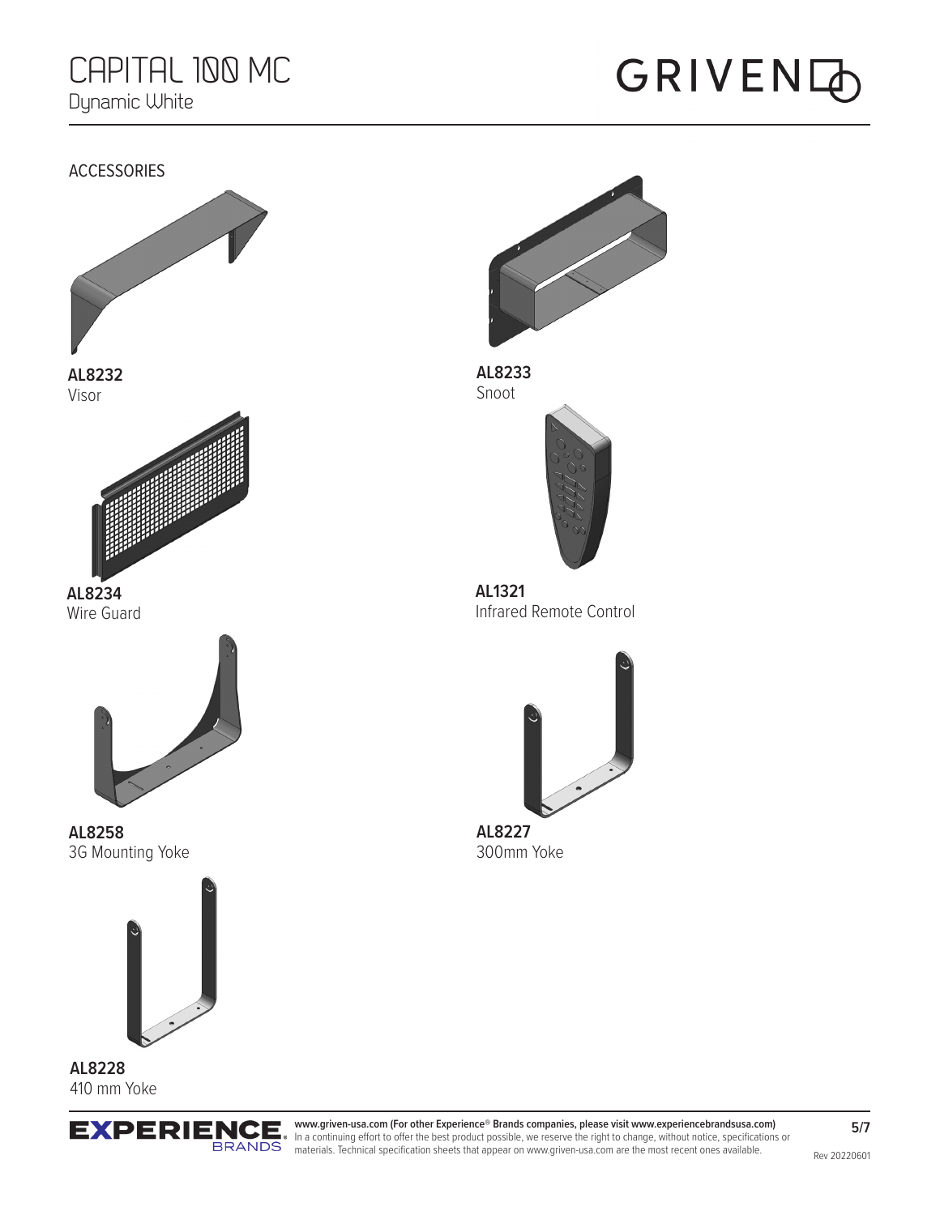# CAPITAL 100 MC

Dynamic White

## ACCESSORIES

**AL8232**
Visor

**AL8233**
Snoot

**AL8234**
Wire Guard

**AL1321**
Infrared Remote Control

**AL8258**
3G Mounting Yoke

**AL8227**
300mm Yoke

**AL8228**
410 mm Yoke

**www.griven-usa.com (For other Experience® Brands companies, please visit www.experiencebrandsusa.com)**
In a continuing effort to offer the best product possible, we reserve the right to change, without notice, specifications or materials. Technical specification sheets that appear on www.griven-usa.com are the most recent ones available.

Rev 20220601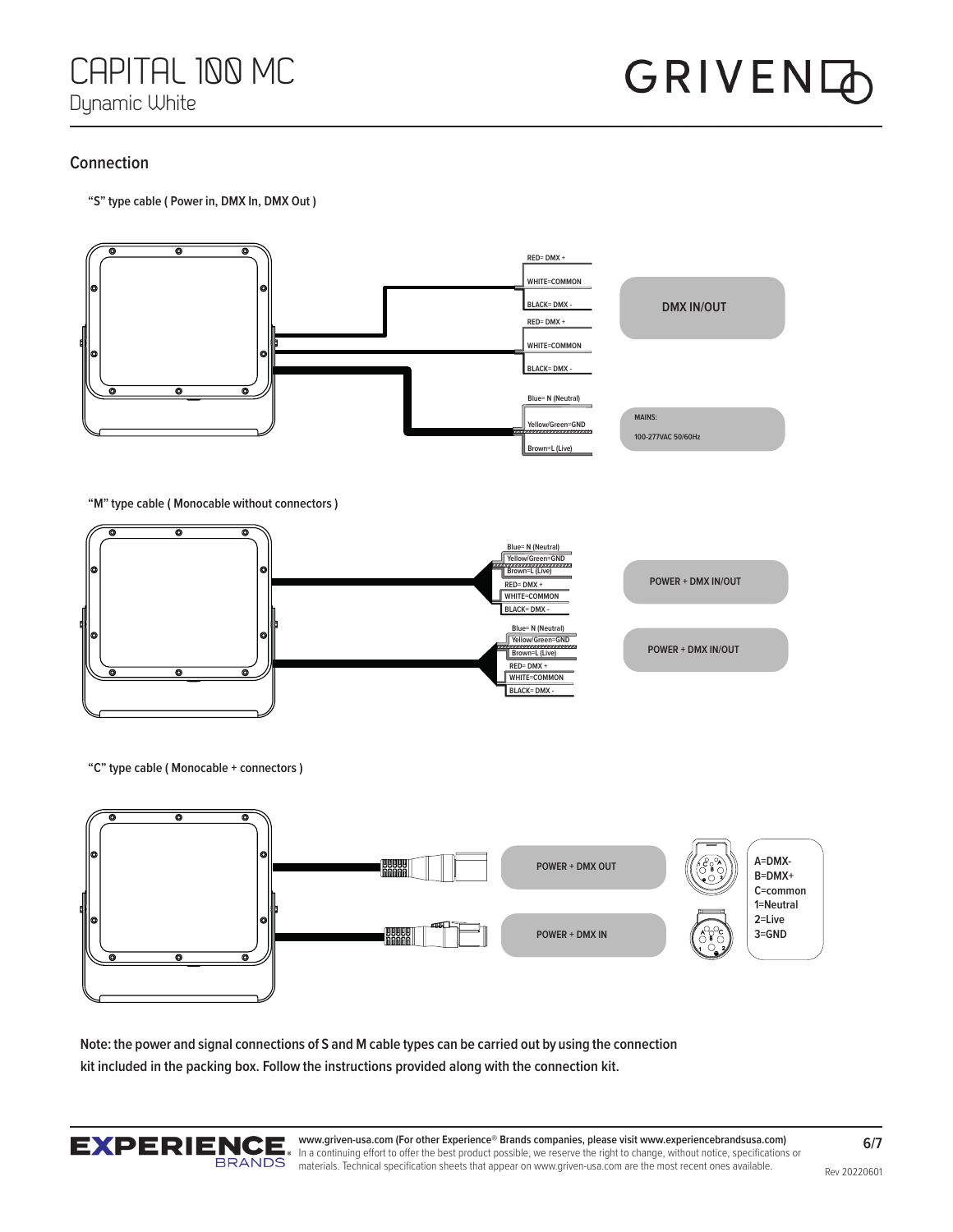## Connection

**"S" type cable ( Power in, DMX In, DMX Out )**

RED= DMX +
WHITE=COMMON
BLACK= DMX -
RED= DMX +
WHITE=COMMON
BLACK= DMX -

DMX IN/OUT

Blue= N (Neutral)
Yellow/Green=GND
Brown=L (Live)

MAINS:
100-277VAC 50/60Hz

**"M" type cable ( Monocable without connectors )**

Blue= N (Neutral)
Yellow/Green=GND
Brown=L (Live)
RED= DMX +
WHITE=COMMON
BLACK= DMX -

POWER + DMX IN/OUT

Blue= N (Neutral)
Yellow/Green=GND
Brown=L (Live)
RED= DMX +
WHITE=COMMON
BLACK= DMX -

POWER + DMX IN/OUT

**"C" type cable ( Monocable + connectors )**

POWER + DMX OUT

POWER + DMX IN

A=DMX-
B=DMX+
C=common
1=Neutral
2=Live
3=GND

**Note: the power and signal connections of S and M cable types can be carried out by using the connection kit included in the packing box. Follow the instructions provided along with the connection kit.**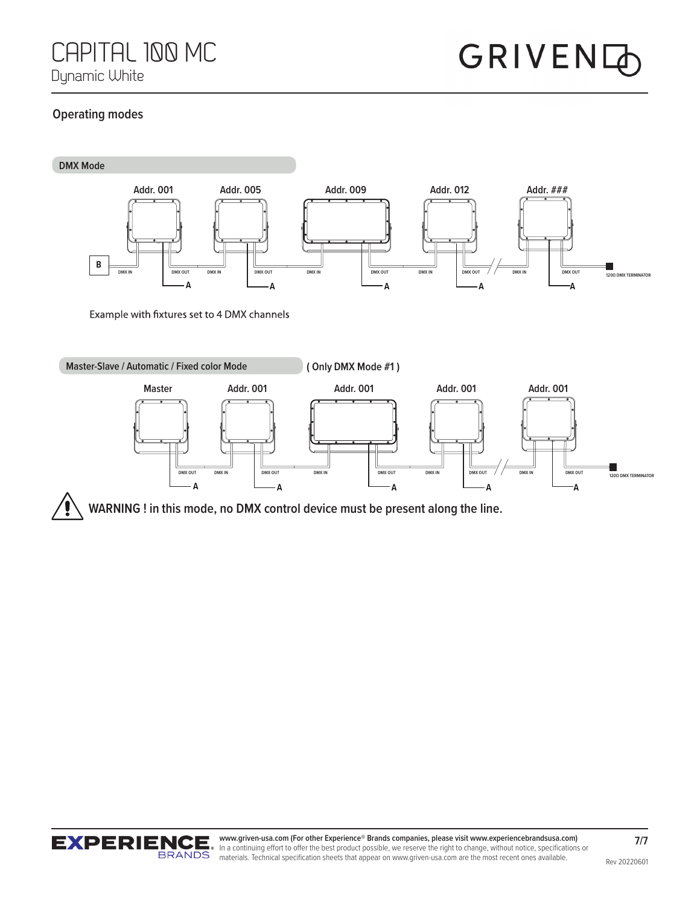# CAPITAL 100 MC
Dynamic White

## Operating modes

### DMX Mode

Addr. 001
Addr. 005
Addr. 009
Addr. 012
Addr. ###

B
DMX IN
DMX OUT
DMX IN
DMX OUT
DMX IN
DMX OUT
DMX IN
DMX OUT
DMX IN
DMX OUT
120Ω DMX TERMINATOR
A
A
A
A
A

Example with fixtures set to 4 DMX channels

### Master-Slave / Automatic / Fixed color Mode ( Only DMX Mode #1 )

Master
Addr. 001
Addr. 001
Addr. 001
Addr. 001

DMX OUT
DMX IN
DMX OUT
DMX IN
DMX OUT
DMX IN
DMX OUT
DMX IN
DMX OUT
120Ω DMX TERMINATOR
A
A
A
A
A

**WARNING ! in this mode, no DMX control device must be present along the line.**

**www.griven-usa.com (For other Experience® Brands companies, please visit www.experiencebrandsusa.com)**
In a continuing effort to offer the best product possible, we reserve the right to change, without notice, specifications or materials. Technical specification sheets that appear on www.griven-usa.com are the most recent ones available.

Rev 20220601